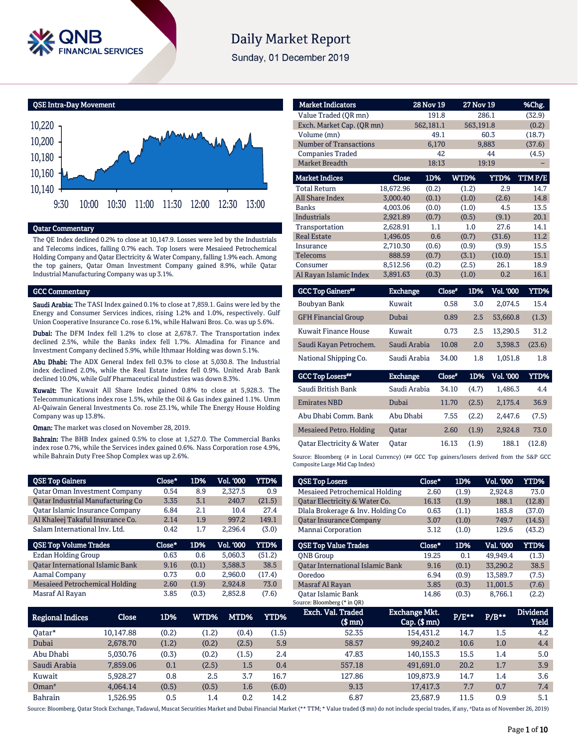# Daily Market Report

Sunday, 01 December 2019

## QSE Intra-Day Movement

## Qatar Commentary

The QE Index declined 0.2% to close at 10,147.9. Losses were led by the Industrials and Telecoms indices, falling 0.7% each. Top losers were Mesaieed Petrochemical Holding Company and Qatar Electricity & Water Company, falling 1.9% each. Among the top gainers, Qatar Oman Investment Company gained 8.9%, while Qatar Industrial Manufacturing Company was up 3.1%.

## GCC Commentary

**Saudi Arabia:** The TASI Index gained 0.1% to close at 7,859.1. Gains were led by the Energy and Consumer Services indices, rising 1.2% and 1.0%, respectively. Gulf Union Cooperative Insurance Co. rose 6.1%, while Halwani Bros. Co. was up 5.6%.

**Dubai:** The DFM Index fell 1.2% to close at 2,678.7. The Transportation index declined 2.5%, while the Banks index fell 1.7%. Almadina for Finance and Investment Company declined 5.9%, while Ithmaar Holding was down 5.1%.

**Abu Dhabi:** The ADX General Index fell 0.3% to close at 5,030.8. The Industrial index declined 2.0%, while the Real Estate index fell 0.9%. United Arab Bank declined 10.0%, while Gulf Pharmaceutical Industries was down 8.3%.

**Kuwait:** The Kuwait All Share Index gained 0.8% to close at 5,928.3. The Telecommunications index rose 1.5%, while the Oil & Gas index gained 1.1%. Umm Al-Qaiwain General Investments Co. rose 23.1%, while The Energy House Holding Company was up 13.8%.

**Oman:** The market was closed on November 28, 2019.

**Bahrain:** The BHB Index gained 0.5% to close at 1,527.0. The Commercial Banks index rose 0.7%, while the Services index gained 0.6%. Nass Corporation rose 4.9%, while Bahrain Duty Free Shop Complex was up 2.6%.

| Market Indicators | 28 Nov 19 | 27 Nov 19 | %Chg. |
|---|---|---|---|
| Value Traded (QR mn) | 191.8 | 286.1 | (32.9) |
| Exch. Market Cap. (QR mn) | 562,181.1 | 563,191.8 | (0.2) |
| Volume (mn) | 49.1 | 60.3 | (18.7) |
| Number of Transactions | 6,170 | 9,883 | (37.6) |
| Companies Traded | 42 | 44 | (4.5) |
| Market Breadth | 18:13 | 19:19 | – |

| Market Indices | Close | 1D% | WTD% | YTD% | TTM P/E |
|---|---|---|---|---|---|
| Total Return | 18,672.96 | (0.2) | (1.2) | 2.9 | 14.7 |
| All Share Index | 3,000.40 | (0.1) | (1.0) | (2.6) | 14.8 |
| Banks | 4,003.06 | (0.0) | (1.0) | 4.5 | 13.5 |
| Industrials | 2,921.89 | (0.7) | (0.5) | (9.1) | 20.1 |
| Transportation | 2,628.91 | 1.1 | 1.0 | 27.6 | 14.1 |
| Real Estate | 1,496.05 | 0.6 | (0.7) | (31.6) | 11.2 |
| Insurance | 2,710.30 | (0.6) | (0.9) | (9.9) | 15.5 |
| Telecoms | 888.59 | (0.7) | (3.1) | (10.0) | 15.1 |
| Consumer | 8,512.56 | (0.2) | (2.5) | 26.1 | 18.9 |
| Al Rayan Islamic Index | 3,891.63 | (0.3) | (1.0) | 0.2 | 16.1 |

| GCC Top Gainers## | Exchange | Close# | 1D% | Vol. '000 | YTD% |
|---|---|---|---|---|---|
| Boubyan Bank | Kuwait | 0.58 | 3.0 | 2,074.5 | 15.4 |
| GFH Financial Group | Dubai | 0.89 | 2.5 | 53,660.8 | (1.3) |
| Kuwait Finance House | Kuwait | 0.73 | 2.5 | 13,290.5 | 31.2 |
| Saudi Kayan Petrochem. | Saudi Arabia | 10.08 | 2.0 | 3,398.3 | (23.6) |
| National Shipping Co. | Saudi Arabia | 34.00 | 1.8 | 1,051.8 | 1.8 |

| GCC Top Losers## | Exchange | Close# | 1D% | Vol. '000 | YTD% |
|---|---|---|---|---|---|
| Saudi British Bank | Saudi Arabia | 34.10 | (4.7) | 1,486.3 | 4.4 |
| Emirates NBD | Dubai | 11.70 | (2.5) | 2,175.4 | 36.9 |
| Abu Dhabi Comm. Bank | Abu Dhabi | 7.55 | (2.2) | 2,447.6 | (7.5) |
| Mesaieed Petro. Holding | Qatar | 2.60 | (1.9) | 2,924.8 | 73.0 |
| Qatar Electricity & Water | Qatar | 16.13 | (1.9) | 188.1 | (12.8) |

Source: Bloomberg (# in Local Currency) (## GCC Top gainers/losers derived from the S&P GCC Composite Large Mid Cap Index)

| QSE Top Gainers | Close* | 1D% | Vol. '000 | YTD% |
|---|---|---|---|---|
| Qatar Oman Investment Company | 0.54 | 8.9 | 2,327.5 | 0.9 |
| Qatar Industrial Manufacturing Co | 3.35 | 3.1 | 240.7 | (21.5) |
| Qatar Islamic Insurance Company | 6.84 | 2.1 | 10.4 | 27.4 |
| Al Khaleej Takaful Insurance Co. | 2.14 | 1.9 | 997.2 | 149.1 |
| Salam International Inv. Ltd. | 0.42 | 1.7 | 2,296.4 | (3.0) |

| QSE Top Volume Trades | Close* | 1D% | Vol. '000 | YTD% |
|---|---|---|---|---|
| Ezdan Holding Group | 0.63 | 0.6 | 5,060.3 | (51.2) |
| Qatar International Islamic Bank | 9.16 | (0.1) | 3,588.3 | 38.5 |
| Aamal Company | 0.73 | 0.0 | 2,960.0 | (17.4) |
| Mesaieed Petrochemical Holding | 2.60 | (1.9) | 2,924.8 | 73.0 |
| Masraf Al Rayan | 3.85 | (0.3) | 2,852.8 | (7.6) |

| QSE Top Losers | Close* | 1D% | Vol. '000 | YTD% |
|---|---|---|---|---|
| Mesaieed Petrochemical Holding | 2.60 | (1.9) | 2,924.8 | 73.0 |
| Qatar Electricity & Water Co. | 16.13 | (1.9) | 188.1 | (12.8) |
| Dlala Brokerage & Inv. Holding Co | 0.63 | (1.1) | 183.8 | (37.0) |
| Qatar Insurance Company | 3.07 | (1.0) | 749.7 | (14.5) |
| Mannai Corporation | 3.12 | (1.0) | 129.6 | (43.2) |

| QSE Top Value Trades | Close* | 1D% | Val. '000 | YTD% |
|---|---|---|---|---|
| QNB Group | 19.25 | 0.1 | 49,949.4 | (1.3) |
| Qatar International Islamic Bank | 9.16 | (0.1) | 33,290.2 | 38.5 |
| Ooredoo | 6.94 | (0.9) | 13,589.7 | (7.5) |
| Masraf Al Rayan | 3.85 | (0.3) | 11,001.5 | (7.6) |
| Qatar Islamic Bank | 14.86 | (0.3) | 8,766.1 | (2.2) |

Source: Bloomberg (* in QR)

| Regional Indices | Close | 1D% | WTD% | MTD% | YTD% | Exch. Val. Traded ($ mn) | Exchange Mkt. Cap. ($ mn) | P/E** | P/B** | Dividend Yield |
|---|---|---|---|---|---|---|---|---|---|---|
| Qatar* | 10,147.88 | (0.2) | (1.2) | (0.4) | (1.5) | 52.35 | 154,431.2 | 14.7 | 1.5 | 4.2 |
| Dubai | 2,678.70 | (1.2) | (0.2) | (2.5) | 5.9 | 58.57 | 99,240.2 | 10.6 | 1.0 | 4.4 |
| Abu Dhabi | 5,030.76 | (0.3) | (0.2) | (1.5) | 2.4 | 47.83 | 140,155.3 | 15.5 | 1.4 | 5.0 |
| Saudi Arabia | 7,859.06 | 0.1 | (2.5) | 1.5 | 0.4 | 557.18 | 491,691.0 | 20.2 | 1.7 | 3.9 |
| Kuwait | 5,928.27 | 0.8 | 2.5 | 3.7 | 16.7 | 127.86 | 109,873.9 | 14.7 | 1.4 | 3.6 |
| Oman# | 4,064.14 | (0.5) | (0.5) | 1.6 | (6.0) | 9.13 | 17,417.3 | 7.7 | 0.7 | 7.4 |
| Bahrain | 1,526.95 | 0.5 | 1.4 | 0.2 | 14.2 | 6.87 | 23,687.9 | 11.5 | 0.9 | 5.1 |

Source: Bloomberg, Qatar Stock Exchange, Tadawul, Muscat Securities Market and Dubai Financial Market (** TTM; * Value traded ($ mn) do not include special trades, if any, #Data as of November 26, 2019)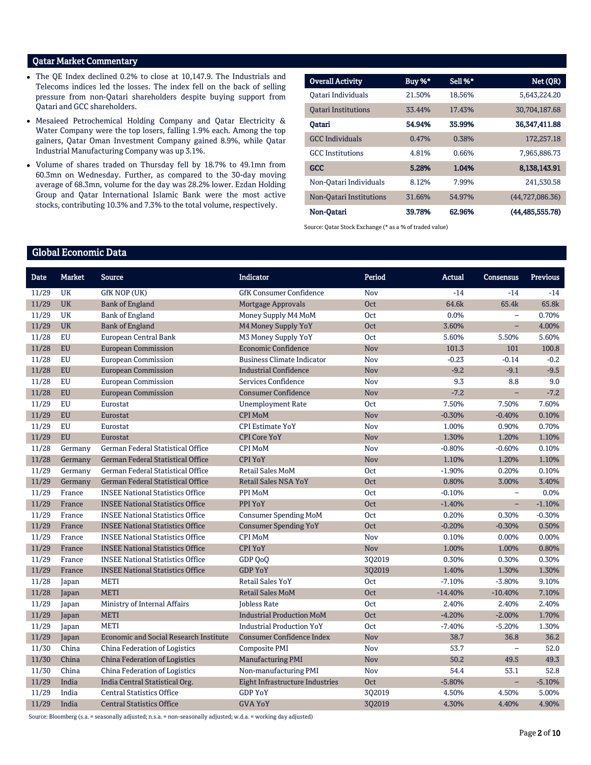## Qatar Market Commentary

- The QE Index declined 0.2% to close at 10,147.9. The Industrials and Telecoms indices led the losses. The index fell on the back of selling pressure from non-Qatari shareholders despite buying support from Qatari and GCC shareholders.
- Mesaieed Petrochemical Holding Company and Qatar Electricity & Water Company were the top losers, falling 1.9% each. Among the top gainers, Qatar Oman Investment Company gained 8.9%, while Qatar Industrial Manufacturing Company was up 3.1%.
- Volume of shares traded on Thursday fell by 18.7% to 49.1mn from 60.3mn on Wednesday. Further, as compared to the 30-day moving average of 68.3mn, volume for the day was 28.2% lower. Ezdan Holding Group and Qatar International Islamic Bank were the most active stocks, contributing 10.3% and 7.3% to the total volume, respectively.

| Overall Activity | Buy %* | Sell %* | Net (QR) |
|---|---|---|---|
| Qatari Individuals | 21.50% | 18.56% | 5,643,224.20 |
| Qatari Institutions | 33.44% | 17.43% | 30,704,187.68 |
| **Qatari** | **54.94%** | **35.99%** | **36,347,411.88** |
| GCC Individuals | 0.47% | 0.38% | 172,257.18 |
| GCC Institutions | 4.81% | 0.66% | 7,965,886.73 |
| **GCC** | **5.28%** | **1.04%** | **8,138,143.91** |
| Non-Qatari Individuals | 8.12% | 7.99% | 241,530.58 |
| Non-Qatari Institutions | 31.66% | 54.97% | (44,727,086.36) |
| **Non-Qatari** | **39.78%** | **62.96%** | **(44,485,555.78)** |

Source: Qatar Stock Exchange (* as a % of traded value)

## Global Economic Data

| Date | Market | Source | Indicator | Period | Actual | Consensus | Previous |
|---|---|---|---|---|---|---|---|
| 11/29 | UK | GfK NOP (UK) | GfK Consumer Confidence | Nov | -14 | -14 | -14 |
| 11/29 | UK | Bank of England | Mortgage Approvals | Oct | 64.6k | 65.4k | 65.8k |
| 11/29 | UK | Bank of England | Money Supply M4 MoM | Oct | 0.0% | – | 0.70% |
| 11/29 | UK | Bank of England | M4 Money Supply YoY | Oct | 3.60% | – | 4.00% |
| 11/28 | EU | European Central Bank | M3 Money Supply YoY | Oct | 5.60% | 5.50% | 5.60% |
| 11/28 | EU | European Commission | Economic Confidence | Nov | 101.3 | 101 | 100.8 |
| 11/28 | EU | European Commission | Business Climate Indicator | Nov | -0.23 | -0.14 | -0.2 |
| 11/28 | EU | European Commission | Industrial Confidence | Nov | -9.2 | -9.1 | -9.5 |
| 11/28 | EU | European Commission | Services Confidence | Nov | 9.3 | 8.8 | 9.0 |
| 11/28 | EU | European Commission | Consumer Confidence | Nov | -7.2 | – | -7.2 |
| 11/29 | EU | Eurostat | Unemployment Rate | Oct | 7.50% | 7.50% | 7.60% |
| 11/29 | EU | Eurostat | CPI MoM | Nov | -0.30% | -0.40% | 0.10% |
| 11/29 | EU | Eurostat | CPI Estimate YoY | Nov | 1.00% | 0.90% | 0.70% |
| 11/29 | EU | Eurostat | CPI Core YoY | Nov | 1.30% | 1.20% | 1.10% |
| 11/28 | Germany | German Federal Statistical Office | CPI MoM | Nov | -0.80% | -0.60% | 0.10% |
| 11/28 | Germany | German Federal Statistical Office | CPI YoY | Nov | 1.10% | 1.20% | 1.10% |
| 11/29 | Germany | German Federal Statistical Office | Retail Sales MoM | Oct | -1.90% | 0.20% | 0.10% |
| 11/29 | Germany | German Federal Statistical Office | Retail Sales NSA YoY | Oct | 0.80% | 3.00% | 3.40% |
| 11/29 | France | INSEE National Statistics Office | PPI MoM | Oct | -0.10% | – | 0.0% |
| 11/29 | France | INSEE National Statistics Office | PPI YoY | Oct | -1.40% | – | -1.10% |
| 11/29 | France | INSEE National Statistics Office | Consumer Spending MoM | Oct | 0.20% | 0.30% | -0.30% |
| 11/29 | France | INSEE National Statistics Office | Consumer Spending YoY | Oct | -0.20% | -0.30% | 0.50% |
| 11/29 | France | INSEE National Statistics Office | CPI MoM | Nov | 0.10% | 0.00% | 0.00% |
| 11/29 | France | INSEE National Statistics Office | CPI YoY | Nov | 1.00% | 1.00% | 0.80% |
| 11/29 | France | INSEE National Statistics Office | GDP QoQ | 3Q2019 | 0.30% | 0.30% | 0.30% |
| 11/29 | France | INSEE National Statistics Office | GDP YoY | 3Q2019 | 1.40% | 1.30% | 1.30% |
| 11/28 | Japan | METI | Retail Sales YoY | Oct | -7.10% | -3.80% | 9.10% |
| 11/28 | Japan | METI | Retail Sales MoM | Oct | -14.40% | -10.40% | 7.10% |
| 11/29 | Japan | Ministry of Internal Affairs | Jobless Rate | Oct | 2.40% | 2.40% | 2.40% |
| 11/29 | Japan | METI | Industrial Production MoM | Oct | -4.20% | -2.00% | 1.70% |
| 11/29 | Japan | METI | Industrial Production YoY | Oct | -7.40% | -5.20% | 1.30% |
| 11/29 | Japan | Economic and Social Research Institute | Consumer Confidence Index | Nov | 38.7 | 36.8 | 36.2 |
| 11/30 | China | China Federation of Logistics | Composite PMI | Nov | 53.7 | – | 52.0 |
| 11/30 | China | China Federation of Logistics | Manufacturing PMI | Nov | 50.2 | 49.5 | 49.3 |
| 11/30 | China | China Federation of Logistics | Non-manufacturing PMI | Nov | 54.4 | 53.1 | 52.8 |
| 11/29 | India | India Central Statistical Org. | Eight Infrastructure Industries | Oct | -5.80% | – | -5.10% |
| 11/29 | India | Central Statistics Office | GDP YoY | 3Q2019 | 4.50% | 4.50% | 5.00% |
| 11/29 | India | Central Statistics Office | GVA YoY | 3Q2019 | 4.30% | 4.40% | 4.90% |

Source: Bloomberg (s.a. = seasonally adjusted; n.s.a. = non-seasonally adjusted; w.d.a. = working day adjusted)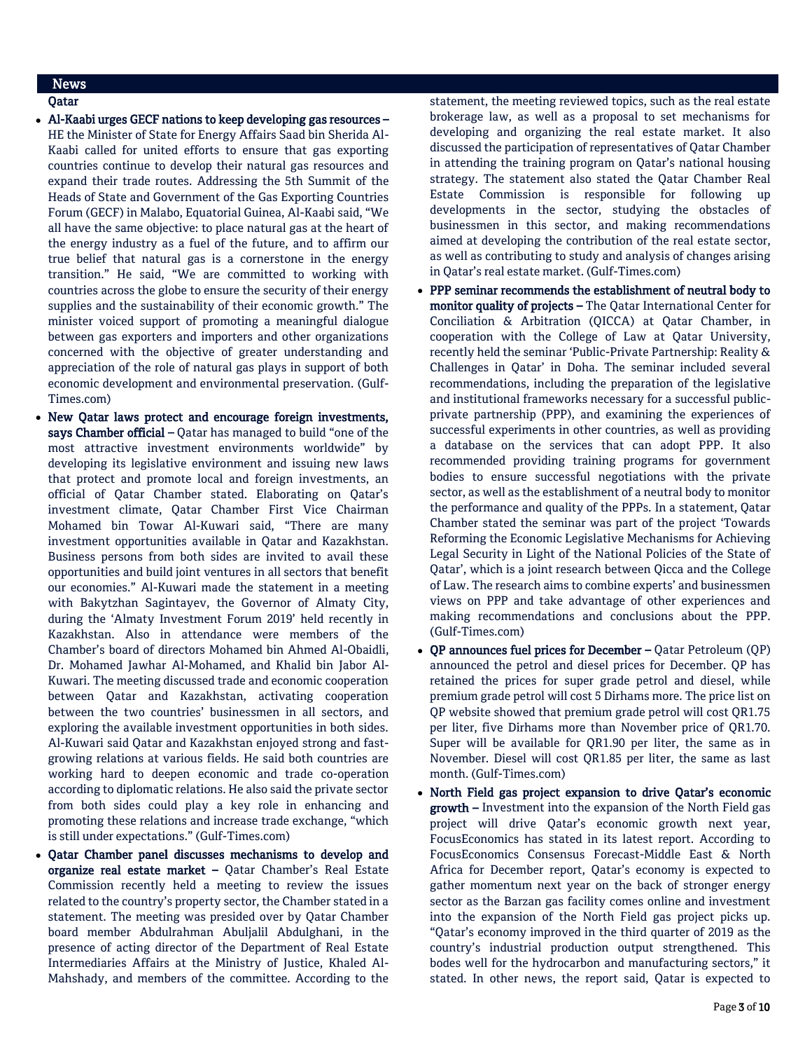## News

### Qatar

- **Al-Kaabi urges GECF nations to keep developing gas resources –** HE the Minister of State for Energy Affairs Saad bin Sherida Al-Kaabi called for united efforts to ensure that gas exporting countries continue to develop their natural gas resources and expand their trade routes. Addressing the 5th Summit of the Heads of State and Government of the Gas Exporting Countries Forum (GECF) in Malabo, Equatorial Guinea, Al-Kaabi said, "We all have the same objective: to place natural gas at the heart of the energy industry as a fuel of the future, and to affirm our true belief that natural gas is a cornerstone in the energy transition." He said, "We are committed to working with countries across the globe to ensure the security of their energy supplies and the sustainability of their economic growth." The minister voiced support of promoting a meaningful dialogue between gas exporters and importers and other organizations concerned with the objective of greater understanding and appreciation of the role of natural gas plays in support of both economic development and environmental preservation. (Gulf-Times.com)

- **New Qatar laws protect and encourage foreign investments, says Chamber official –** Qatar has managed to build "one of the most attractive investment environments worldwide" by developing its legislative environment and issuing new laws that protect and promote local and foreign investments, an official of Qatar Chamber stated. Elaborating on Qatar's investment climate, Qatar Chamber First Vice Chairman Mohamed bin Towar Al-Kuwari said, "There are many investment opportunities available in Qatar and Kazakhstan. Business persons from both sides are invited to avail these opportunities and build joint ventures in all sectors that benefit our economies." Al-Kuwari made the statement in a meeting with Bakytzhan Sagintayev, the Governor of Almaty City, during the 'Almaty Investment Forum 2019' held recently in Kazakhstan. Also in attendance were members of the Chamber's board of directors Mohamed bin Ahmed Al-Obaidli, Dr. Mohamed Jawhar Al-Mohamed, and Khalid bin Jabor Al-Kuwari. The meeting discussed trade and economic cooperation between Qatar and Kazakhstan, activating cooperation between the two countries' businessmen in all sectors, and exploring the available investment opportunities in both sides. Al-Kuwari said Qatar and Kazakhstan enjoyed strong and fast-growing relations at various fields. He said both countries are working hard to deepen economic and trade co-operation according to diplomatic relations. He also said the private sector from both sides could play a key role in enhancing and promoting these relations and increase trade exchange, "which is still under expectations." (Gulf-Times.com)

- **Qatar Chamber panel discusses mechanisms to develop and organize real estate market –** Qatar Chamber's Real Estate Commission recently held a meeting to review the issues related to the country's property sector, the Chamber stated in a statement. The meeting was presided over by Qatar Chamber board member Abdulrahman Abuljalil Abdulghani, in the presence of acting director of the Department of Real Estate Intermediaries Affairs at the Ministry of Justice, Khaled Al-Mahshady, and members of the committee. According to the statement, the meeting reviewed topics, such as the real estate brokerage law, as well as a proposal to set mechanisms for developing and organizing the real estate market. It also discussed the participation of representatives of Qatar Chamber in attending the training program on Qatar's national housing strategy. The statement also stated the Qatar Chamber Real Estate Commission is responsible for following up developments in the sector, studying the obstacles of businessmen in this sector, and making recommendations aimed at developing the contribution of the real estate sector, as well as contributing to study and analysis of changes arising in Qatar's real estate market. (Gulf-Times.com)

- **PPP seminar recommends the establishment of neutral body to monitor quality of projects –** The Qatar International Center for Conciliation & Arbitration (QICCA) at Qatar Chamber, in cooperation with the College of Law at Qatar University, recently held the seminar 'Public-Private Partnership: Reality & Challenges in Qatar' in Doha. The seminar included several recommendations, including the preparation of the legislative and institutional frameworks necessary for a successful public-private partnership (PPP), and examining the experiences of successful experiments in other countries, as well as providing a database on the services that can adopt PPP. It also recommended providing training programs for government bodies to ensure successful negotiations with the private sector, as well as the establishment of a neutral body to monitor the performance and quality of the PPPs. In a statement, Qatar Chamber stated the seminar was part of the project 'Towards Reforming the Economic Legislative Mechanisms for Achieving Legal Security in Light of the National Policies of the State of Qatar', which is a joint research between Qicca and the College of Law. The research aims to combine experts' and businessmen views on PPP and take advantage of other experiences and making recommendations and conclusions about the PPP. (Gulf-Times.com)

- **QP announces fuel prices for December –** Qatar Petroleum (QP) announced the petrol and diesel prices for December. QP has retained the prices for super grade petrol and diesel, while premium grade petrol will cost 5 Dirhams more. The price list on QP website showed that premium grade petrol will cost QR1.75 per liter, five Dirhams more than November price of QR1.70. Super will be available for QR1.90 per liter, the same as in November. Diesel will cost QR1.85 per liter, the same as last month. (Gulf-Times.com)

- **North Field gas project expansion to drive Qatar's economic growth –** Investment into the expansion of the North Field gas project will drive Qatar's economic growth next year, FocusEconomics has stated in its latest report. According to FocusEconomics Consensus Forecast-Middle East & North Africa for December report, Qatar's economy is expected to gather momentum next year on the back of stronger energy sector as the Barzan gas facility comes online and investment into the expansion of the North Field gas project picks up. "Qatar's economy improved in the third quarter of 2019 as the country's industrial production output strengthened. This bodes well for the hydrocarbon and manufacturing sectors," it stated. In other news, the report said, Qatar is expected to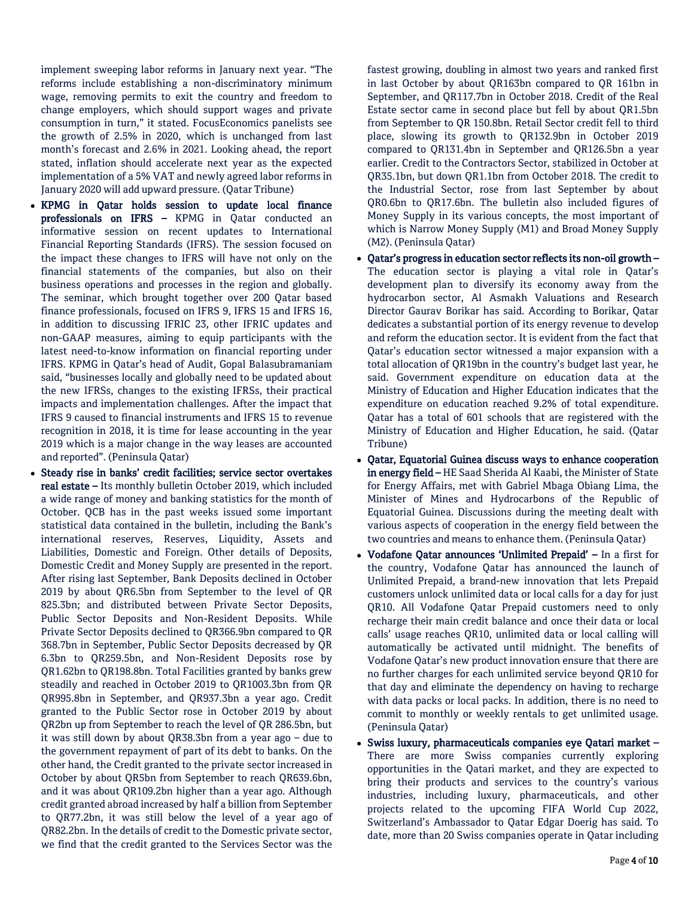implement sweeping labor reforms in January next year. "The reforms include establishing a non-discriminatory minimum wage, removing permits to exit the country and freedom to change employers, which should support wages and private consumption in turn," it stated. FocusEconomics panelists see the growth of 2.5% in 2020, which is unchanged from last month's forecast and 2.6% in 2021. Looking ahead, the report stated, inflation should accelerate next year as the expected implementation of a 5% VAT and newly agreed labor reforms in January 2020 will add upward pressure. (Qatar Tribune)

- **KPMG in Qatar holds session to update local finance professionals on IFRS –** KPMG in Qatar conducted an informative session on recent updates to International Financial Reporting Standards (IFRS). The session focused on the impact these changes to IFRS will have not only on the financial statements of the companies, but also on their business operations and processes in the region and globally. The seminar, which brought together over 200 Qatar based finance professionals, focused on IFRS 9, IFRS 15 and IFRS 16, in addition to discussing IFRIC 23, other IFRIC updates and non-GAAP measures, aiming to equip participants with the latest need-to-know information on financial reporting under IFRS. KPMG in Qatar's head of Audit, Gopal Balasubramaniam said, "businesses locally and globally need to be updated about the new IFRSs, changes to the existing IFRSs, their practical impacts and implementation challenges. After the impact that IFRS 9 caused to financial instruments and IFRS 15 to revenue recognition in 2018, it is time for lease accounting in the year 2019 which is a major change in the way leases are accounted and reported". (Peninsula Qatar)
- **Steady rise in banks' credit facilities; service sector overtakes real estate –** Its monthly bulletin October 2019, which included a wide range of money and banking statistics for the month of October. QCB has in the past weeks issued some important statistical data contained in the bulletin, including the Bank's international reserves, Reserves, Liquidity, Assets and Liabilities, Domestic and Foreign. Other details of Deposits, Domestic Credit and Money Supply are presented in the report. After rising last September, Bank Deposits declined in October 2019 by about QR6.5bn from September to the level of QR 825.3bn; and distributed between Private Sector Deposits, Public Sector Deposits and Non-Resident Deposits. While Private Sector Deposits declined to QR366.9bn compared to QR 368.7bn in September, Public Sector Deposits decreased by QR 6.3bn to QR259.5bn, and Non-Resident Deposits rose by QR1.62bn to QR198.8bn. Total Facilities granted by banks grew steadily and reached in October 2019 to QR1003.3bn from QR QR995.8bn in September, and QR937.3bn a year ago. Credit granted to the Public Sector rose in October 2019 by about QR2bn up from September to reach the level of QR 286.5bn, but it was still down by about QR38.3bn from a year ago – due to the government repayment of part of its debt to banks. On the other hand, the Credit granted to the private sector increased in October by about QR5bn from September to reach QR639.6bn, and it was about QR109.2bn higher than a year ago. Although credit granted abroad increased by half a billion from September to QR77.2bn, it was still below the level of a year ago of QR82.2bn. In the details of credit to the Domestic private sector, we find that the credit granted to the Services Sector was the fastest growing, doubling in almost two years and ranked first in last October by about QR163bn compared to QR 161bn in September, and QR117.7bn in October 2018. Credit of the Real Estate sector came in second place but fell by about QR1.5bn from September to QR 150.8bn. Retail Sector credit fell to third place, slowing its growth to QR132.9bn in October 2019 compared to QR131.4bn in September and QR126.5bn a year earlier. Credit to the Contractors Sector, stabilized in October at QR35.1bn, but down QR1.1bn from October 2018. The credit to the Industrial Sector, rose from last September by about QR0.6bn to QR17.6bn. The bulletin also included figures of Money Supply in its various concepts, the most important of which is Narrow Money Supply (M1) and Broad Money Supply (M2). (Peninsula Qatar)
- **Qatar's progress in education sector reflects its non-oil growth –** The education sector is playing a vital role in Qatar's development plan to diversify its economy away from the hydrocarbon sector, Al Asmakh Valuations and Research Director Gaurav Borikar has said. According to Borikar, Qatar dedicates a substantial portion of its energy revenue to develop and reform the education sector. It is evident from the fact that Qatar's education sector witnessed a major expansion with a total allocation of QR19bn in the country's budget last year, he said. Government expenditure on education data at the Ministry of Education and Higher Education indicates that the expenditure on education reached 9.2% of total expenditure. Qatar has a total of 601 schools that are registered with the Ministry of Education and Higher Education, he said. (Qatar Tribune)
- **Qatar, Equatorial Guinea discuss ways to enhance cooperation in energy field –** HE Saad Sherida Al Kaabi, the Minister of State for Energy Affairs, met with Gabriel Mbaga Obiang Lima, the Minister of Mines and Hydrocarbons of the Republic of Equatorial Guinea. Discussions during the meeting dealt with various aspects of cooperation in the energy field between the two countries and means to enhance them. (Peninsula Qatar)
- **Vodafone Qatar announces 'Unlimited Prepaid' –** In a first for the country, Vodafone Qatar has announced the launch of Unlimited Prepaid, a brand-new innovation that lets Prepaid customers unlock unlimited data or local calls for a day for just QR10. All Vodafone Qatar Prepaid customers need to only recharge their main credit balance and once their data or local calls' usage reaches QR10, unlimited data or local calling will automatically be activated until midnight. The benefits of Vodafone Qatar's new product innovation ensure that there are no further charges for each unlimited service beyond QR10 for that day and eliminate the dependency on having to recharge with data packs or local packs. In addition, there is no need to commit to monthly or weekly rentals to get unlimited usage. (Peninsula Qatar)
- **Swiss luxury, pharmaceuticals companies eye Qatari market –** There are more Swiss companies currently exploring opportunities in the Qatari market, and they are expected to bring their products and services to the country's various industries, including luxury, pharmaceuticals, and other projects related to the upcoming FIFA World Cup 2022, Switzerland's Ambassador to Qatar Edgar Doerig has said. To date, more than 20 Swiss companies operate in Qatar including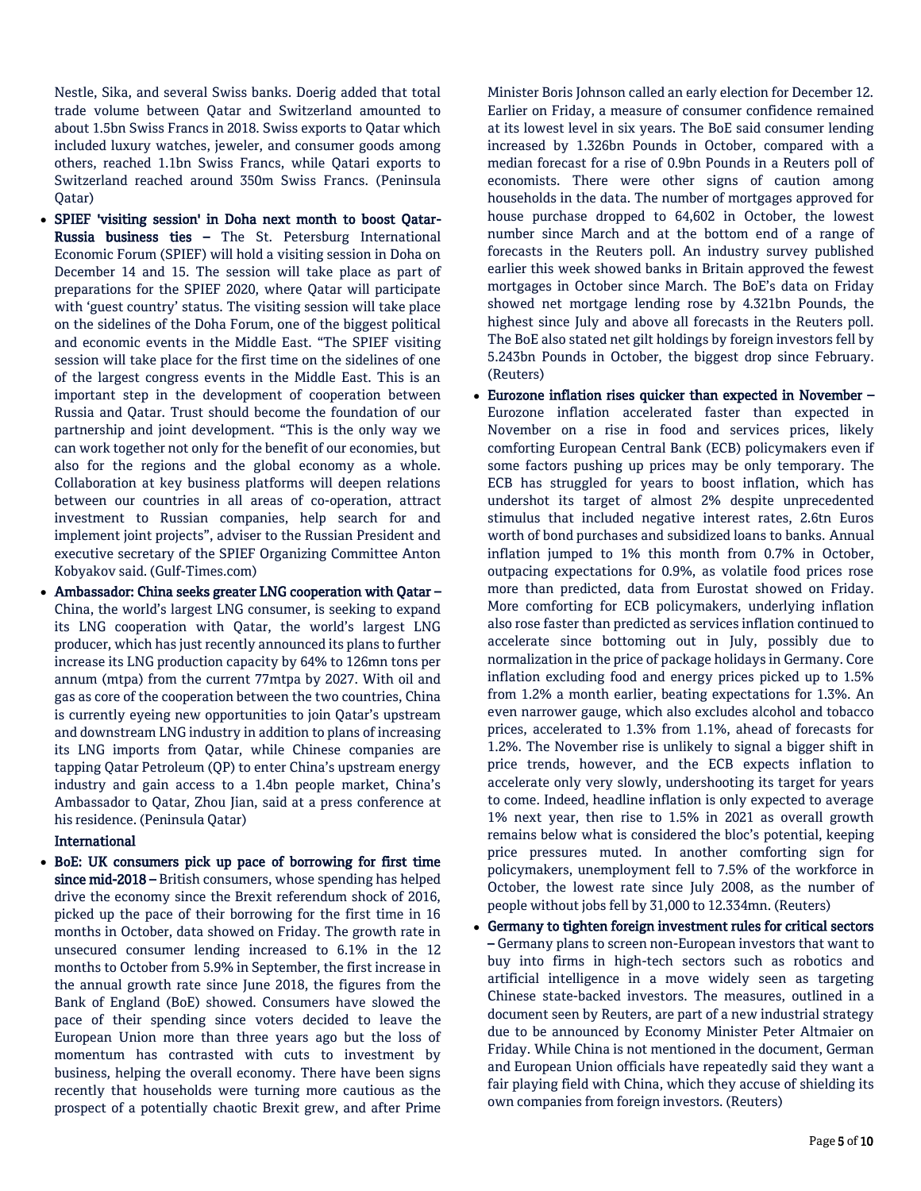Nestle, Sika, and several Swiss banks. Doerig added that total trade volume between Qatar and Switzerland amounted to about 1.5bn Swiss Francs in 2018. Swiss exports to Qatar which included luxury watches, jeweler, and consumer goods among others, reached 1.1bn Swiss Francs, while Qatari exports to Switzerland reached around 350m Swiss Francs. (Peninsula Qatar)

- **SPIEF 'visiting session' in Doha next month to boost Qatar-Russia business ties –** The St. Petersburg International Economic Forum (SPIEF) will hold a visiting session in Doha on December 14 and 15. The session will take place as part of preparations for the SPIEF 2020, where Qatar will participate with 'guest country' status. The visiting session will take place on the sidelines of the Doha Forum, one of the biggest political and economic events in the Middle East. "The SPIEF visiting session will take place for the first time on the sidelines of one of the largest congress events in the Middle East. This is an important step in the development of cooperation between Russia and Qatar. Trust should become the foundation of our partnership and joint development. "This is the only way we can work together not only for the benefit of our economies, but also for the regions and the global economy as a whole. Collaboration at key business platforms will deepen relations between our countries in all areas of co-operation, attract investment to Russian companies, help search for and implement joint projects", adviser to the Russian President and executive secretary of the SPIEF Organizing Committee Anton Kobyakov said. (Gulf-Times.com)
- **Ambassador: China seeks greater LNG cooperation with Qatar –** China, the world's largest LNG consumer, is seeking to expand its LNG cooperation with Qatar, the world's largest LNG producer, which has just recently announced its plans to further increase its LNG production capacity by 64% to 126mn tons per annum (mtpa) from the current 77mtpa by 2027. With oil and gas as core of the cooperation between the two countries, China is currently eyeing new opportunities to join Qatar's upstream and downstream LNG industry in addition to plans of increasing its LNG imports from Qatar, while Chinese companies are tapping Qatar Petroleum (QP) to enter China's upstream energy industry and gain access to a 1.4bn people market, China's Ambassador to Qatar, Zhou Jian, said at a press conference at his residence. (Peninsula Qatar)

## International

- **BoE: UK consumers pick up pace of borrowing for first time since mid-2018 –** British consumers, whose spending has helped drive the economy since the Brexit referendum shock of 2016, picked up the pace of their borrowing for the first time in 16 months in October, data showed on Friday. The growth rate in unsecured consumer lending increased to 6.1% in the 12 months to October from 5.9% in September, the first increase in the annual growth rate since June 2018, the figures from the Bank of England (BoE) showed. Consumers have slowed the pace of their spending since voters decided to leave the European Union more than three years ago but the loss of momentum has contrasted with cuts to investment by business, helping the overall economy. There have been signs recently that households were turning more cautious as the prospect of a potentially chaotic Brexit grew, and after Prime Minister Boris Johnson called an early election for December 12. Earlier on Friday, a measure of consumer confidence remained at its lowest level in six years. The BoE said consumer lending increased by 1.326bn Pounds in October, compared with a median forecast for a rise of 0.9bn Pounds in a Reuters poll of economists. There were other signs of caution among households in the data. The number of mortgages approved for house purchase dropped to 64,602 in October, the lowest number since March and at the bottom end of a range of forecasts in the Reuters poll. An industry survey published earlier this week showed banks in Britain approved the fewest mortgages in October since March. The BoE's data on Friday showed net mortgage lending rose by 4.321bn Pounds, the highest since July and above all forecasts in the Reuters poll. The BoE also stated net gilt holdings by foreign investors fell by 5.243bn Pounds in October, the biggest drop since February. (Reuters)
- **Eurozone inflation rises quicker than expected in November –** Eurozone inflation accelerated faster than expected in November on a rise in food and services prices, likely comforting European Central Bank (ECB) policymakers even if some factors pushing up prices may be only temporary. The ECB has struggled for years to boost inflation, which has undershot its target of almost 2% despite unprecedented stimulus that included negative interest rates, 2.6tn Euros worth of bond purchases and subsidized loans to banks. Annual inflation jumped to 1% this month from 0.7% in October, outpacing expectations for 0.9%, as volatile food prices rose more than predicted, data from Eurostat showed on Friday. More comforting for ECB policymakers, underlying inflation also rose faster than predicted as services inflation continued to accelerate since bottoming out in July, possibly due to normalization in the price of package holidays in Germany. Core inflation excluding food and energy prices picked up to 1.5% from 1.2% a month earlier, beating expectations for 1.3%. An even narrower gauge, which also excludes alcohol and tobacco prices, accelerated to 1.3% from 1.1%, ahead of forecasts for 1.2%. The November rise is unlikely to signal a bigger shift in price trends, however, and the ECB expects inflation to accelerate only very slowly, undershooting its target for years to come. Indeed, headline inflation is only expected to average 1% next year, then rise to 1.5% in 2021 as overall growth remains below what is considered the bloc's potential, keeping price pressures muted. In another comforting sign for policymakers, unemployment fell to 7.5% of the workforce in October, the lowest rate since July 2008, as the number of people without jobs fell by 31,000 to 12.334mn. (Reuters)
- **Germany to tighten foreign investment rules for critical sectors –** Germany plans to screen non-European investors that want to buy into firms in high-tech sectors such as robotics and artificial intelligence in a move widely seen as targeting Chinese state-backed investors. The measures, outlined in a document seen by Reuters, are part of a new industrial strategy due to be announced by Economy Minister Peter Altmaier on Friday. While China is not mentioned in the document, German and European Union officials have repeatedly said they want a fair playing field with China, which they accuse of shielding its own companies from foreign investors. (Reuters)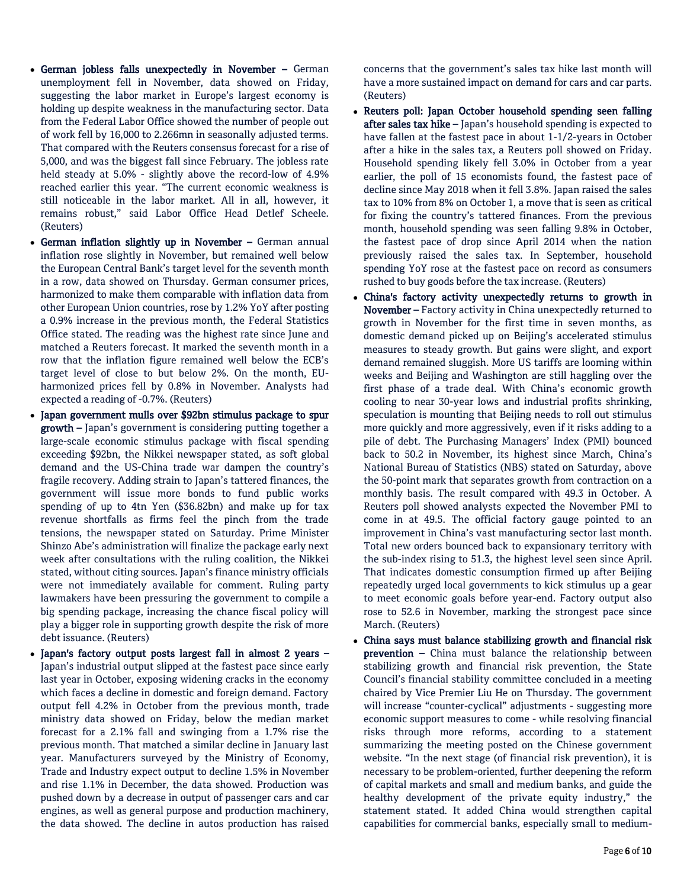- **German jobless falls unexpectedly in November –** German unemployment fell in November, data showed on Friday, suggesting the labor market in Europe's largest economy is holding up despite weakness in the manufacturing sector. Data from the Federal Labor Office showed the number of people out of work fell by 16,000 to 2.266mn in seasonally adjusted terms. That compared with the Reuters consensus forecast for a rise of 5,000, and was the biggest fall since February. The jobless rate held steady at 5.0% - slightly above the record-low of 4.9% reached earlier this year. "The current economic weakness is still noticeable in the labor market. All in all, however, it remains robust," said Labor Office Head Detlef Scheele. (Reuters)
- **German inflation slightly up in November –** German annual inflation rose slightly in November, but remained well below the European Central Bank's target level for the seventh month in a row, data showed on Thursday. German consumer prices, harmonized to make them comparable with inflation data from other European Union countries, rose by 1.2% YoY after posting a 0.9% increase in the previous month, the Federal Statistics Office stated. The reading was the highest rate since June and matched a Reuters forecast. It marked the seventh month in a row that the inflation figure remained well below the ECB's target level of close to but below 2%. On the month, EU-harmonized prices fell by 0.8% in November. Analysts had expected a reading of -0.7%. (Reuters)
- **Japan government mulls over $92bn stimulus package to spur growth –** Japan's government is considering putting together a large-scale economic stimulus package with fiscal spending exceeding $92bn, the Nikkei newspaper stated, as soft global demand and the US-China trade war dampen the country's fragile recovery. Adding strain to Japan's tattered finances, the government will issue more bonds to fund public works spending of up to 4tn Yen ($36.82bn) and make up for tax revenue shortfalls as firms feel the pinch from the trade tensions, the newspaper stated on Saturday. Prime Minister Shinzo Abe's administration will finalize the package early next week after consultations with the ruling coalition, the Nikkei stated, without citing sources. Japan's finance ministry officials were not immediately available for comment. Ruling party lawmakers have been pressuring the government to compile a big spending package, increasing the chance fiscal policy will play a bigger role in supporting growth despite the risk of more debt issuance. (Reuters)
- **Japan's factory output posts largest fall in almost 2 years –** Japan's industrial output slipped at the fastest pace since early last year in October, exposing widening cracks in the economy which faces a decline in domestic and foreign demand. Factory output fell 4.2% in October from the previous month, trade ministry data showed on Friday, below the median market forecast for a 2.1% fall and swinging from a 1.7% rise the previous month. That matched a similar decline in January last year. Manufacturers surveyed by the Ministry of Economy, Trade and Industry expect output to decline 1.5% in November and rise 1.1% in December, the data showed. Production was pushed down by a decrease in output of passenger cars and car engines, as well as general purpose and production machinery, the data showed. The decline in autos production has raised concerns that the government's sales tax hike last month will have a more sustained impact on demand for cars and car parts. (Reuters)
- **Reuters poll: Japan October household spending seen falling after sales tax hike –** Japan's household spending is expected to have fallen at the fastest pace in about 1-1/2-years in October after a hike in the sales tax, a Reuters poll showed on Friday. Household spending likely fell 3.0% in October from a year earlier, the poll of 15 economists found, the fastest pace of decline since May 2018 when it fell 3.8%. Japan raised the sales tax to 10% from 8% on October 1, a move that is seen as critical for fixing the country's tattered finances. From the previous month, household spending was seen falling 9.8% in October, the fastest pace of drop since April 2014 when the nation previously raised the sales tax. In September, household spending YoY rose at the fastest pace on record as consumers rushed to buy goods before the tax increase. (Reuters)
- **China's factory activity unexpectedly returns to growth in November –** Factory activity in China unexpectedly returned to growth in November for the first time in seven months, as domestic demand picked up on Beijing's accelerated stimulus measures to steady growth. But gains were slight, and export demand remained sluggish. More US tariffs are looming within weeks and Beijing and Washington are still haggling over the first phase of a trade deal. With China's economic growth cooling to near 30-year lows and industrial profits shrinking, speculation is mounting that Beijing needs to roll out stimulus more quickly and more aggressively, even if it risks adding to a pile of debt. The Purchasing Managers' Index (PMI) bounced back to 50.2 in November, its highest since March, China's National Bureau of Statistics (NBS) stated on Saturday, above the 50-point mark that separates growth from contraction on a monthly basis. The result compared with 49.3 in October. A Reuters poll showed analysts expected the November PMI to come in at 49.5. The official factory gauge pointed to an improvement in China's vast manufacturing sector last month. Total new orders bounced back to expansionary territory with the sub-index rising to 51.3, the highest level seen since April. That indicates domestic consumption firmed up after Beijing repeatedly urged local governments to kick stimulus up a gear to meet economic goals before year-end. Factory output also rose to 52.6 in November, marking the strongest pace since March. (Reuters)
- **China says must balance stabilizing growth and financial risk prevention –** China must balance the relationship between stabilizing growth and financial risk prevention, the State Council's financial stability committee concluded in a meeting chaired by Vice Premier Liu He on Thursday. The government will increase "counter-cyclical" adjustments - suggesting more economic support measures to come - while resolving financial risks through more reforms, according to a statement summarizing the meeting posted on the Chinese government website. "In the next stage (of financial risk prevention), it is necessary to be problem-oriented, further deepening the reform of capital markets and small and medium banks, and guide the healthy development of the private equity industry," the statement stated. It added China would strengthen capital capabilities for commercial banks, especially small to medium-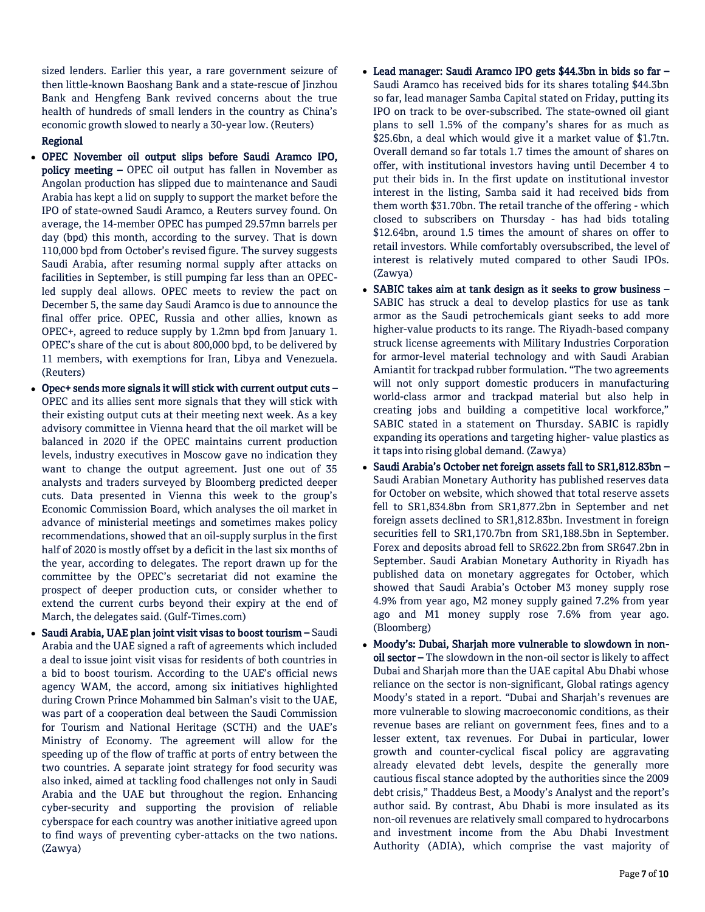sized lenders. Earlier this year, a rare government seizure of then little-known Baoshang Bank and a state-rescue of Jinzhou Bank and Hengfeng Bank revived concerns about the true health of hundreds of small lenders in the country as China's economic growth slowed to nearly a 30-year low. (Reuters)

**Regional**

- **OPEC November oil output slips before Saudi Aramco IPO, policy meeting –** OPEC oil output has fallen in November as Angolan production has slipped due to maintenance and Saudi Arabia has kept a lid on supply to support the market before the IPO of state-owned Saudi Aramco, a Reuters survey found. On average, the 14-member OPEC has pumped 29.57mn barrels per day (bpd) this month, according to the survey. That is down 110,000 bpd from October's revised figure. The survey suggests Saudi Arabia, after resuming normal supply after attacks on facilities in September, is still pumping far less than an OPEC-led supply deal allows. OPEC meets to review the pact on December 5, the same day Saudi Aramco is due to announce the final offer price. OPEC, Russia and other allies, known as OPEC+, agreed to reduce supply by 1.2mn bpd from January 1. OPEC's share of the cut is about 800,000 bpd, to be delivered by 11 members, with exemptions for Iran, Libya and Venezuela. (Reuters)
- **Opec+ sends more signals it will stick with current output cuts –** OPEC and its allies sent more signals that they will stick with their existing output cuts at their meeting next week. As a key advisory committee in Vienna heard that the oil market will be balanced in 2020 if the OPEC maintains current production levels, industry executives in Moscow gave no indication they want to change the output agreement. Just one out of 35 analysts and traders surveyed by Bloomberg predicted deeper cuts. Data presented in Vienna this week to the group's Economic Commission Board, which analyses the oil market in advance of ministerial meetings and sometimes makes policy recommendations, showed that an oil-supply surplus in the first half of 2020 is mostly offset by a deficit in the last six months of the year, according to delegates. The report drawn up for the committee by the OPEC's secretariat did not examine the prospect of deeper production cuts, or consider whether to extend the current curbs beyond their expiry at the end of March, the delegates said. (Gulf-Times.com)
- **Saudi Arabia, UAE plan joint visit visas to boost tourism –** Saudi Arabia and the UAE signed a raft of agreements which included a deal to issue joint visit visas for residents of both countries in a bid to boost tourism. According to the UAE's official news agency WAM, the accord, among six initiatives highlighted during Crown Prince Mohammed bin Salman's visit to the UAE, was part of a cooperation deal between the Saudi Commission for Tourism and National Heritage (SCTH) and the UAE's Ministry of Economy. The agreement will allow for the speeding up of the flow of traffic at ports of entry between the two countries. A separate joint strategy for food security was also inked, aimed at tackling food challenges not only in Saudi Arabia and the UAE but throughout the region. Enhancing cyber-security and supporting the provision of reliable cyberspace for each country was another initiative agreed upon to find ways of preventing cyber-attacks on the two nations. (Zawya)
- **Lead manager: Saudi Aramco IPO gets $44.3bn in bids so far –** Saudi Aramco has received bids for its shares totaling $44.3bn so far, lead manager Samba Capital stated on Friday, putting its IPO on track to be over-subscribed. The state-owned oil giant plans to sell 1.5% of the company's shares for as much as $25.6bn, a deal which would give it a market value of $1.7tn. Overall demand so far totals 1.7 times the amount of shares on offer, with institutional investors having until December 4 to put their bids in. In the first update on institutional investor interest in the listing, Samba said it had received bids from them worth $31.70bn. The retail tranche of the offering - which closed to subscribers on Thursday - has had bids totaling $12.64bn, around 1.5 times the amount of shares on offer to retail investors. While comfortably oversubscribed, the level of interest is relatively muted compared to other Saudi IPOs. (Zawya)
- **SABIC takes aim at tank design as it seeks to grow business –** SABIC has struck a deal to develop plastics for use as tank armor as the Saudi petrochemicals giant seeks to add more higher-value products to its range. The Riyadh-based company struck license agreements with Military Industries Corporation for armor-level material technology and with Saudi Arabian Amiantit for trackpad rubber formulation. "The two agreements will not only support domestic producers in manufacturing world-class armor and trackpad material but also help in creating jobs and building a competitive local workforce," SABIC stated in a statement on Thursday. SABIC is rapidly expanding its operations and targeting higher- value plastics as it taps into rising global demand. (Zawya)
- **Saudi Arabia's October net foreign assets fall to SR1,812.83bn –** Saudi Arabian Monetary Authority has published reserves data for October on website, which showed that total reserve assets fell to SR1,834.8bn from SR1,877.2bn in September and net foreign assets declined to SR1,812.83bn. Investment in foreign securities fell to SR1,170.7bn from SR1,188.5bn in September. Forex and deposits abroad fell to SR622.2bn from SR647.2bn in September. Saudi Arabian Monetary Authority in Riyadh has published data on monetary aggregates for October, which showed that Saudi Arabia's October M3 money supply rose 4.9% from year ago, M2 money supply gained 7.2% from year ago and M1 money supply rose 7.6% from year ago. (Bloomberg)
- **Moody's: Dubai, Sharjah more vulnerable to slowdown in non-oil sector –** The slowdown in the non-oil sector is likely to affect Dubai and Sharjah more than the UAE capital Abu Dhabi whose reliance on the sector is non-significant, Global ratings agency Moody's stated in a report. "Dubai and Sharjah's revenues are more vulnerable to slowing macroeconomic conditions, as their revenue bases are reliant on government fees, fines and to a lesser extent, tax revenues. For Dubai in particular, lower growth and counter-cyclical fiscal policy are aggravating already elevated debt levels, despite the generally more cautious fiscal stance adopted by the authorities since the 2009 debt crisis," Thaddeus Best, a Moody's Analyst and the report's author said. By contrast, Abu Dhabi is more insulated as its non-oil revenues are relatively small compared to hydrocarbons and investment income from the Abu Dhabi Investment Authority (ADIA), which comprise the vast majority of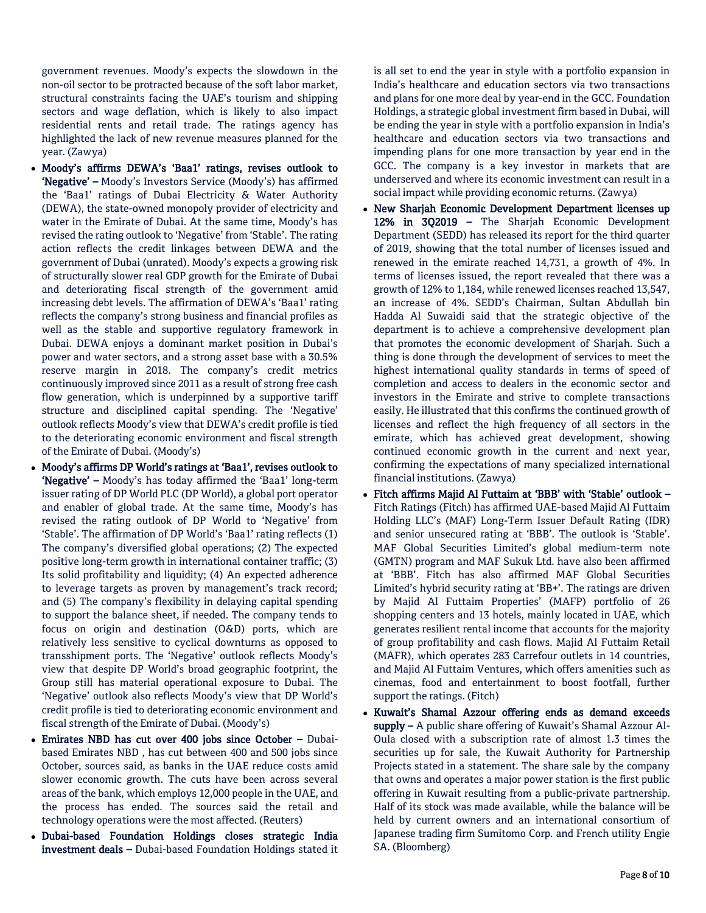government revenues. Moody's expects the slowdown in the non-oil sector to be protracted because of the soft labor market, structural constraints facing the UAE's tourism and shipping sectors and wage deflation, which is likely to also impact residential rents and retail trade. The ratings agency has highlighted the lack of new revenue measures planned for the year. (Zawya)

- **Moody's affirms DEWA's 'Baa1' ratings, revises outlook to 'Negative' –** Moody's Investors Service (Moody's) has affirmed the 'Baa1' ratings of Dubai Electricity & Water Authority (DEWA), the state-owned monopoly provider of electricity and water in the Emirate of Dubai. At the same time, Moody's has revised the rating outlook to 'Negative' from 'Stable'. The rating action reflects the credit linkages between DEWA and the government of Dubai (unrated). Moody's expects a growing risk of structurally slower real GDP growth for the Emirate of Dubai and deteriorating fiscal strength of the government amid increasing debt levels. The affirmation of DEWA's 'Baa1' rating reflects the company's strong business and financial profiles as well as the stable and supportive regulatory framework in Dubai. DEWA enjoys a dominant market position in Dubai's power and water sectors, and a strong asset base with a 30.5% reserve margin in 2018. The company's credit metrics continuously improved since 2011 as a result of strong free cash flow generation, which is underpinned by a supportive tariff structure and disciplined capital spending. The 'Negative' outlook reflects Moody's view that DEWA's credit profile is tied to the deteriorating economic environment and fiscal strength of the Emirate of Dubai. (Moody's)
- **Moody's affirms DP World's ratings at 'Baa1', revises outlook to 'Negative' –** Moody's has today affirmed the 'Baa1' long-term issuer rating of DP World PLC (DP World), a global port operator and enabler of global trade. At the same time, Moody's has revised the rating outlook of DP World to 'Negative' from 'Stable'. The affirmation of DP World's 'Baa1' rating reflects (1) The company's diversified global operations; (2) The expected positive long-term growth in international container traffic; (3) Its solid profitability and liquidity; (4) An expected adherence to leverage targets as proven by management's track record; and (5) The company's flexibility in delaying capital spending to support the balance sheet, if needed. The company tends to focus on origin and destination (O&D) ports, which are relatively less sensitive to cyclical downturns as opposed to transshipment ports. The 'Negative' outlook reflects Moody's view that despite DP World's broad geographic footprint, the Group still has material operational exposure to Dubai. The 'Negative' outlook also reflects Moody's view that DP World's credit profile is tied to deteriorating economic environment and fiscal strength of the Emirate of Dubai. (Moody's)
- **Emirates NBD has cut over 400 jobs since October –** Dubai-based Emirates NBD , has cut between 400 and 500 jobs since October, sources said, as banks in the UAE reduce costs amid slower economic growth. The cuts have been across several areas of the bank, which employs 12,000 people in the UAE, and the process has ended. The sources said the retail and technology operations were the most affected. (Reuters)
- **Dubai-based Foundation Holdings closes strategic India investment deals –** Dubai-based Foundation Holdings stated it is all set to end the year in style with a portfolio expansion in India's healthcare and education sectors via two transactions and plans for one more deal by year-end in the GCC. Foundation Holdings, a strategic global investment firm based in Dubai, will be ending the year in style with a portfolio expansion in India's healthcare and education sectors via two transactions and impending plans for one more transaction by year end in the GCC. The company is a key investor in markets that are underserved and where its economic investment can result in a social impact while providing economic returns. (Zawya)
- **New Sharjah Economic Development Department licenses up 12% in 3Q2019 –** The Sharjah Economic Development Department (SEDD) has released its report for the third quarter of 2019, showing that the total number of licenses issued and renewed in the emirate reached 14,731, a growth of 4%. In terms of licenses issued, the report revealed that there was a growth of 12% to 1,184, while renewed licenses reached 13,547, an increase of 4%. SEDD's Chairman, Sultan Abdullah bin Hadda Al Suwaidi said that the strategic objective of the department is to achieve a comprehensive development plan that promotes the economic development of Sharjah. Such a thing is done through the development of services to meet the highest international quality standards in terms of speed of completion and access to dealers in the economic sector and investors in the Emirate and strive to complete transactions easily. He illustrated that this confirms the continued growth of licenses and reflect the high frequency of all sectors in the emirate, which has achieved great development, showing continued economic growth in the current and next year, confirming the expectations of many specialized international financial institutions. (Zawya)
- **Fitch affirms Majid Al Futtaim at 'BBB' with 'Stable' outlook –** Fitch Ratings (Fitch) has affirmed UAE-based Majid Al Futtaim Holding LLC's (MAF) Long-Term Issuer Default Rating (IDR) and senior unsecured rating at 'BBB'. The outlook is 'Stable'. MAF Global Securities Limited's global medium-term note (GMTN) program and MAF Sukuk Ltd. have also been affirmed at 'BBB'. Fitch has also affirmed MAF Global Securities Limited's hybrid security rating at 'BB+'. The ratings are driven by Majid Al Futtaim Properties' (MAFP) portfolio of 26 shopping centers and 13 hotels, mainly located in UAE, which generates resilient rental income that accounts for the majority of group profitability and cash flows. Majid Al Futtaim Retail (MAFR), which operates 283 Carrefour outlets in 14 countries, and Majid Al Futtaim Ventures, which offers amenities such as cinemas, food and entertainment to boost footfall, further support the ratings. (Fitch)
- **Kuwait's Shamal Azzour offering ends as demand exceeds supply –** A public share offering of Kuwait's Shamal Azzour Al-Oula closed with a subscription rate of almost 1.3 times the securities up for sale, the Kuwait Authority for Partnership Projects stated in a statement. The share sale by the company that owns and operates a major power station is the first public offering in Kuwait resulting from a public-private partnership. Half of its stock was made available, while the balance will be held by current owners and an international consortium of Japanese trading firm Sumitomo Corp. and French utility Engie SA. (Bloomberg)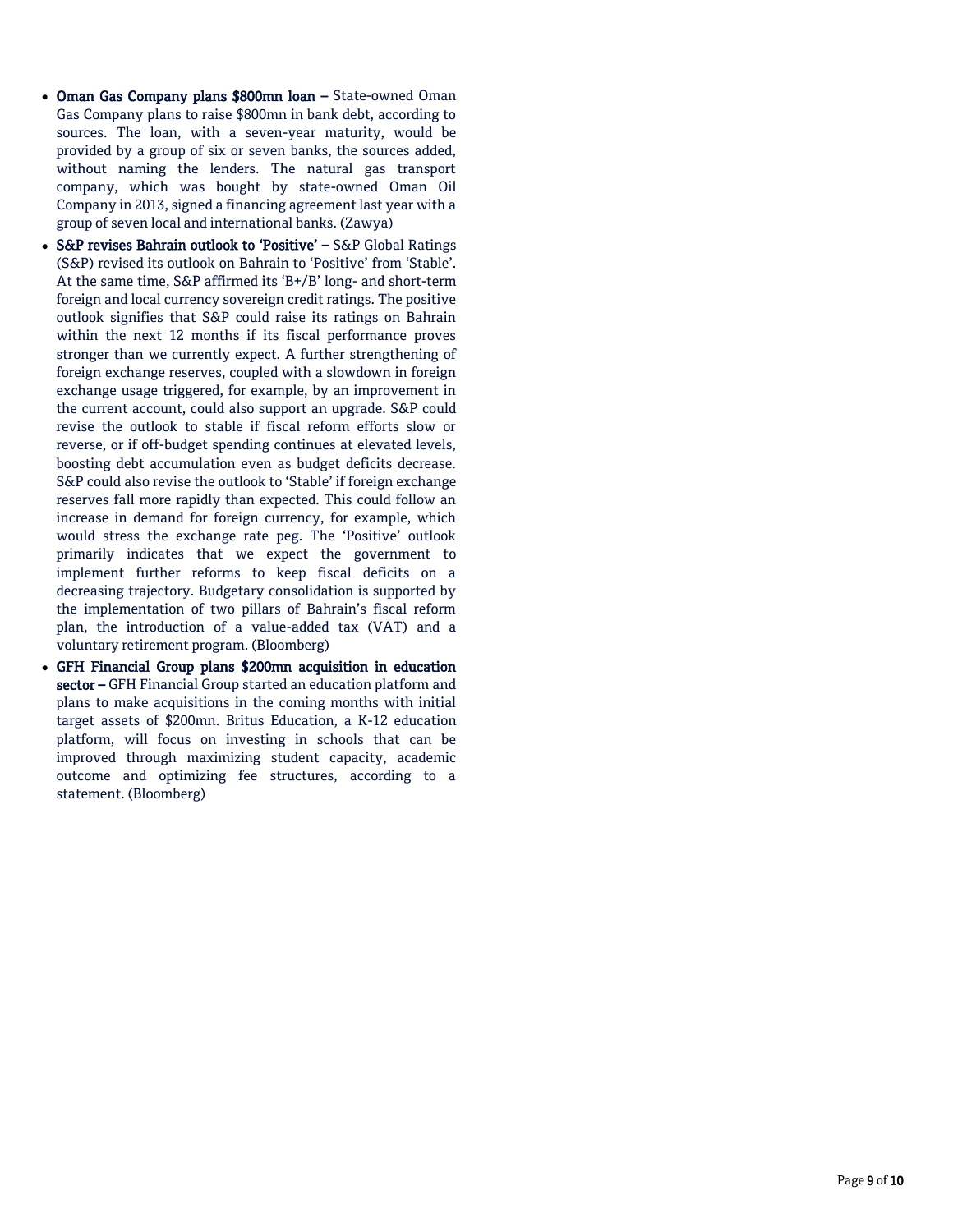- **Oman Gas Company plans $800mn loan –** State-owned Oman Gas Company plans to raise $800mn in bank debt, according to sources. The loan, with a seven-year maturity, would be provided by a group of six or seven banks, the sources added, without naming the lenders. The natural gas transport company, which was bought by state-owned Oman Oil Company in 2013, signed a financing agreement last year with a group of seven local and international banks. (Zawya)
- **S&P revises Bahrain outlook to 'Positive' –** S&P Global Ratings (S&P) revised its outlook on Bahrain to 'Positive' from 'Stable'. At the same time, S&P affirmed its 'B+/B' long- and short-term foreign and local currency sovereign credit ratings. The positive outlook signifies that S&P could raise its ratings on Bahrain within the next 12 months if its fiscal performance proves stronger than we currently expect. A further strengthening of foreign exchange reserves, coupled with a slowdown in foreign exchange usage triggered, for example, by an improvement in the current account, could also support an upgrade. S&P could revise the outlook to stable if fiscal reform efforts slow or reverse, or if off-budget spending continues at elevated levels, boosting debt accumulation even as budget deficits decrease. S&P could also revise the outlook to 'Stable' if foreign exchange reserves fall more rapidly than expected. This could follow an increase in demand for foreign currency, for example, which would stress the exchange rate peg. The 'Positive' outlook primarily indicates that we expect the government to implement further reforms to keep fiscal deficits on a decreasing trajectory. Budgetary consolidation is supported by the implementation of two pillars of Bahrain's fiscal reform plan, the introduction of a value-added tax (VAT) and a voluntary retirement program. (Bloomberg)
- **GFH Financial Group plans $200mn acquisition in education sector –** GFH Financial Group started an education platform and plans to make acquisitions in the coming months with initial target assets of $200mn. Britus Education, a K-12 education platform, will focus on investing in schools that can be improved through maximizing student capacity, academic outcome and optimizing fee structures, according to a statement. (Bloomberg)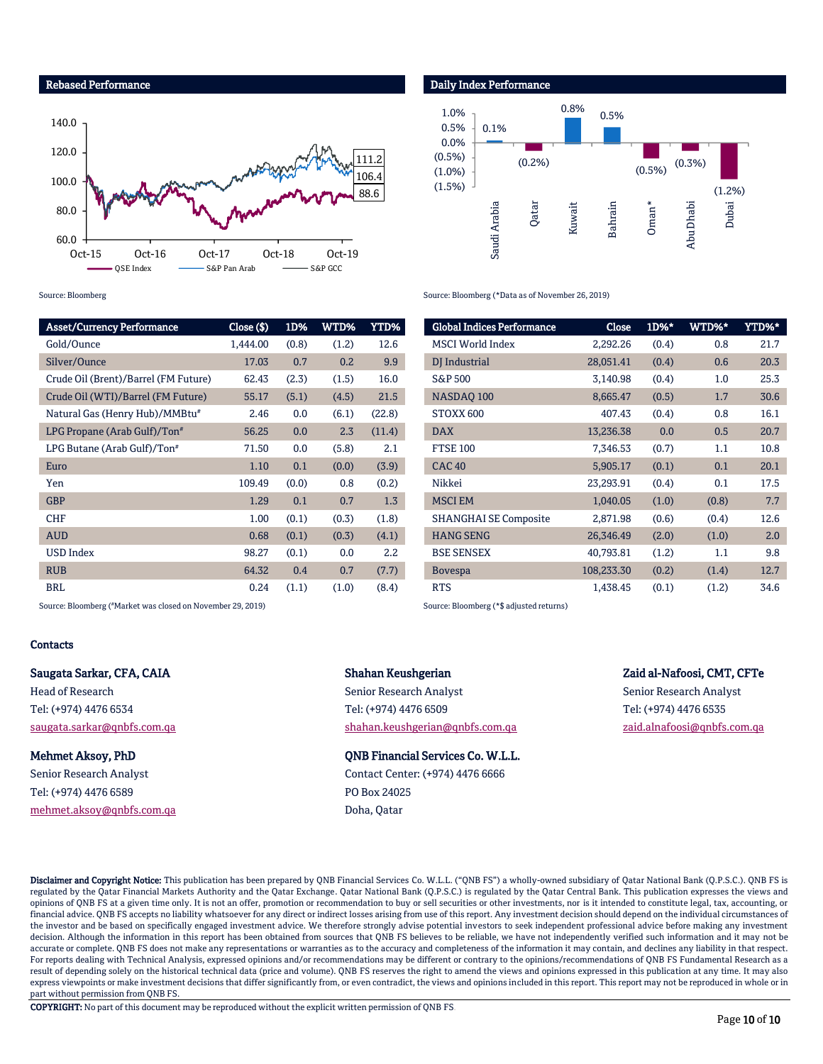### Rebased Performance

140.0
120.0
100.0
80.0
60.0

Oct-15 Oct-16 Oct-17 Oct-18 Oct-19

111.2
106.4
88.6

QSE Index S&P Pan Arab S&P GCC

Source: Bloomberg

### Daily Index Performance

1.0%
0.5%
0.0%
(0.5%)
(1.0%)
(1.5%)

0.1% (0.2%) 0.8% 0.5% (0.5%) (0.3%) (1.2%)

Saudi Arabia Qatar Kuwait Bahrain Oman* Abu Dhabi Dubai

Source: Bloomberg (*Data as of November 26, 2019)

| Asset/Currency Performance | Close ($) | 1D% | WTD% | YTD% |
|---|---|---|---|---|
| Gold/Ounce | 1,444.00 | (0.8) | (1.2) | 12.6 |
| Silver/Ounce | 17.03 | 0.7 | 0.2 | 9.9 |
| Crude Oil (Brent)/Barrel (FM Future) | 62.43 | (2.3) | (1.5) | 16.0 |
| Crude Oil (WTI)/Barrel (FM Future) | 55.17 | (5.1) | (4.5) | 21.5 |
| Natural Gas (Henry Hub)/MMBtu# | 2.46 | 0.0 | (6.1) | (22.8) |
| LPG Propane (Arab Gulf)/Ton# | 56.25 | 0.0 | 2.3 | (11.4) |
| LPG Butane (Arab Gulf)/Ton# | 71.50 | 0.0 | (5.8) | 2.1 |
| Euro | 1.10 | 0.1 | (0.0) | (3.9) |
| Yen | 109.49 | (0.0) | 0.8 | (0.2) |
| GBP | 1.29 | 0.1 | 0.7 | 1.3 |
| CHF | 1.00 | (0.1) | (0.3) | (1.8) |
| AUD | 0.68 | (0.1) | (0.3) | (4.1) |
| USD Index | 98.27 | (0.1) | 0.0 | 2.2 |
| RUB | 64.32 | 0.4 | 0.7 | (7.7) |
| BRL | 0.24 | (1.1) | (1.0) | (8.4) |

Source: Bloomberg (#Market was closed on November 29, 2019)

| Global Indices Performance | Close | 1D%* | WTD%* | YTD%* |
|---|---|---|---|---|
| MSCI World Index | 2,292.26 | (0.4) | 0.8 | 21.7 |
| DJ Industrial | 28,051.41 | (0.4) | 0.6 | 20.3 |
| S&P 500 | 3,140.98 | (0.4) | 1.0 | 25.3 |
| NASDAQ 100 | 8,665.47 | (0.5) | 1.7 | 30.6 |
| STOXX 600 | 407.43 | (0.4) | 0.8 | 16.1 |
| DAX | 13,236.38 | 0.0 | 0.5 | 20.7 |
| FTSE 100 | 7,346.53 | (0.7) | 1.1 | 10.8 |
| CAC 40 | 5,905.17 | (0.1) | 0.1 | 20.1 |
| Nikkei | 23,293.91 | (0.4) | 0.1 | 17.5 |
| MSCI EM | 1,040.05 | (1.0) | (0.8) | 7.7 |
| SHANGHAI SE Composite | 2,871.98 | (0.6) | (0.4) | 12.6 |
| HANG SENG | 26,346.49 | (2.0) | (1.0) | 2.0 |
| BSE SENSEX | 40,793.81 | (1.2) | 1.1 | 9.8 |
| Bovespa | 108,233.30 | (0.2) | (1.4) | 12.7 |
| RTS | 1,438.45 | (0.1) | (1.2) | 34.6 |

Source: Bloomberg (*$ adjusted returns)

## Contacts

**Saugata Sarkar, CFA, CAIA**
Head of Research
Tel: (+974) 4476 6534
saugata.sarkar@qnbfs.com.qa

**Shahan Keushgerian**
Senior Research Analyst
Tel: (+974) 4476 6509
shahan.keushgerian@qnbfs.com.qa

**Zaid al-Nafoosi, CMT, CFTe**
Senior Research Analyst
Tel: (+974) 4476 6535
zaid.alnafoosi@qnbfs.com.qa

**Mehmet Aksoy, PhD**
Senior Research Analyst
Tel: (+974) 4476 6589
mehmet.aksoy@qnbfs.com.qa

**QNB Financial Services Co. W.L.L.**
Contact Center: (+974) 4476 6666
PO Box 24025
Doha, Qatar

**Disclaimer and Copyright Notice:** This publication has been prepared by QNB Financial Services Co. W.L.L. ("QNB FS") a wholly-owned subsidiary of Qatar National Bank (Q.P.S.C.). QNB FS is regulated by the Qatar Financial Markets Authority and the Qatar Exchange. Qatar National Bank (Q.P.S.C.) is regulated by the Qatar Central Bank. This publication expresses the views and opinions of QNB FS at a given time only. It is not an offer, promotion or recommendation to buy or sell securities or other investments, nor is it intended to constitute legal, tax, accounting, or financial advice. QNB FS accepts no liability whatsoever for any direct or indirect losses arising from use of this report. Any investment decision should depend on the individual circumstances of the investor and be based on specifically engaged investment advice. We therefore strongly advise potential investors to seek independent professional advice before making any investment decision. Although the information in this report has been obtained from sources that QNB FS believes to be reliable, we have not independently verified such information and it may not be accurate or complete. QNB FS does not make any representations or warranties as to the accuracy and completeness of the information it may contain, and declines any liability in that respect. For reports dealing with Technical Analysis, expressed opinions and/or recommendations may be different or contrary to the opinions/recommendations of QNB FS Fundamental Research as a result of depending solely on the historical technical data (price and volume). QNB FS reserves the right to amend the views and opinions expressed in this publication at any time. It may also express viewpoints or make investment decisions that differ significantly from, or even contradict, the views and opinions included in this report. This report may not be reproduced in whole or in part without permission from QNB FS.

**COPYRIGHT:** No part of this document may be reproduced without the explicit written permission of QNB FS